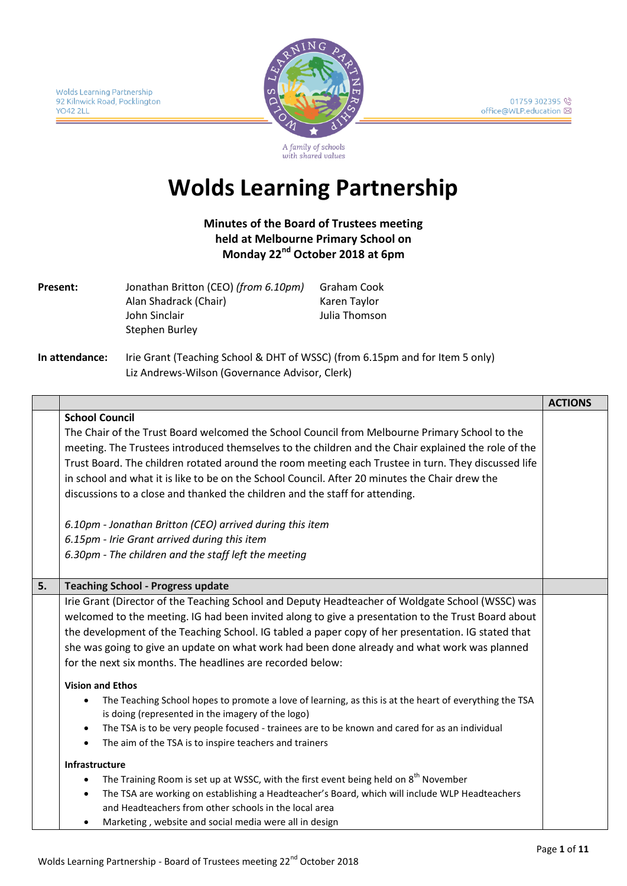Wolds Learning Partnership
92 Kilnwick Road, Pocklington
YO42 2LL

01759 302395
office@WLP.education

A family of schools with shared values

# Wolds Learning Partnership

**Minutes of the Board of Trustees meeting held at Melbourne Primary School on Monday 22nd October 2018 at 6pm**

| | | |
|---|---|---|
| **Present:** | Jonathan Britton (CEO) *(from 6.10pm)* | Graham Cook |
| | Alan Shadrack (Chair) | Karen Taylor |
| | John Sinclair | Julia Thomson |
| | Stephen Burley | |
| **In attendance:** | Irie Grant (Teaching School & DHT of WSSC) (from 6.15pm and for Item 5 only) | |
| | Liz Andrews-Wilson (Governance Advisor, Clerk) | |

| | | ACTIONS |
|---|---|---|
| | **School Council**<br>The Chair of the Trust Board welcomed the School Council from Melbourne Primary School to the meeting. The Trustees introduced themselves to the children and the Chair explained the role of the Trust Board. The children rotated around the room meeting each Trustee in turn. They discussed life in school and what it is like to be on the School Council. After 20 minutes the Chair drew the discussions to a close and thanked the children and the staff for attending.<br><br>*6.10pm - Jonathan Britton (CEO) arrived during this item*<br>*6.15pm - Irie Grant arrived during this item*<br>*6.30pm - The children and the staff left the meeting* | |
| **5.** | **Teaching School - Progress update** | |
| | Irie Grant (Director of the Teaching School and Deputy Headteacher of Woldgate School (WSSC) was welcomed to the meeting. IG had been invited along to give a presentation to the Trust Board about the development of the Teaching School. IG tabled a paper copy of her presentation. IG stated that she was going to give an update on what work had been done already and what work was planned for the next six months. The headlines are recorded below:<br><br>**Vision and Ethos**<br>• The Teaching School hopes to promote a love of learning, as this is at the heart of everything the TSA is doing (represented in the imagery of the logo)<br>• The TSA is to be very people focused - trainees are to be known and cared for as an individual<br>• The aim of the TSA is to inspire teachers and trainers<br><br>**Infrastructure**<br>• The Training Room is set up at WSSC, with the first event being held on 8th November<br>• The TSA are working on establishing a Headteacher's Board, which will include WLP Headteachers and Headteachers from other schools in the local area<br>• Marketing , website and social media were all in design | |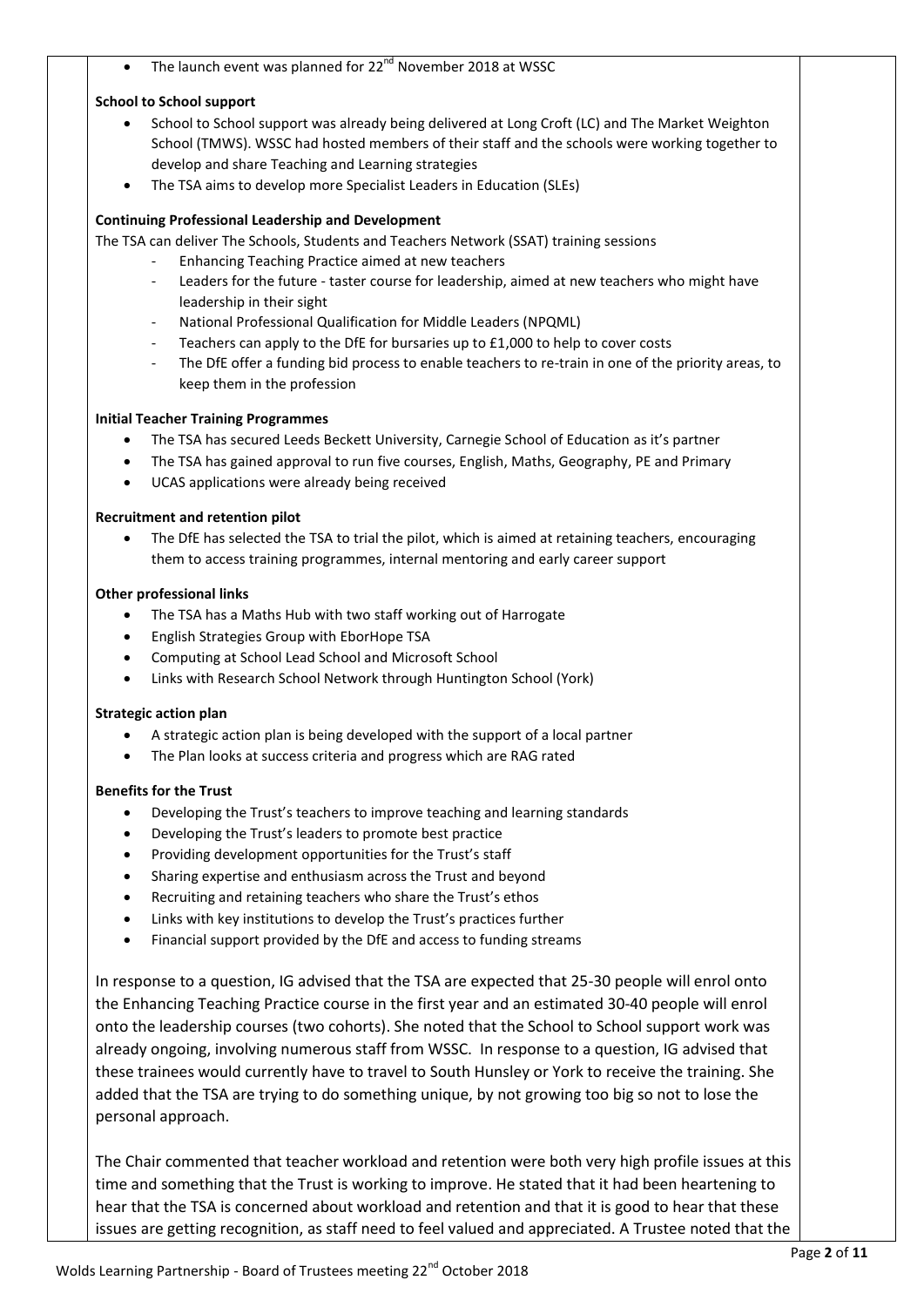- The launch event was planned for 22nd November 2018 at WSSC

**School to School support**

- School to School support was already being delivered at Long Croft (LC) and The Market Weighton School (TMWS). WSSC had hosted members of their staff and the schools were working together to develop and share Teaching and Learning strategies
- The TSA aims to develop more Specialist Leaders in Education (SLEs)

**Continuing Professional Leadership and Development**

The TSA can deliver The Schools, Students and Teachers Network (SSAT) training sessions

- Enhancing Teaching Practice aimed at new teachers
- Leaders for the future - taster course for leadership, aimed at new teachers who might have leadership in their sight
- National Professional Qualification for Middle Leaders (NPQML)
- Teachers can apply to the DfE for bursaries up to £1,000 to help to cover costs
- The DfE offer a funding bid process to enable teachers to re-train in one of the priority areas, to keep them in the profession

**Initial Teacher Training Programmes**

- The TSA has secured Leeds Beckett University, Carnegie School of Education as it's partner
- The TSA has gained approval to run five courses, English, Maths, Geography, PE and Primary
- UCAS applications were already being received

**Recruitment and retention pilot**

- The DfE has selected the TSA to trial the pilot, which is aimed at retaining teachers, encouraging them to access training programmes, internal mentoring and early career support

**Other professional links**

- The TSA has a Maths Hub with two staff working out of Harrogate
- English Strategies Group with EborHope TSA
- Computing at School Lead School and Microsoft School
- Links with Research School Network through Huntington School (York)

**Strategic action plan**

- A strategic action plan is being developed with the support of a local partner
- The Plan looks at success criteria and progress which are RAG rated

**Benefits for the Trust**

- Developing the Trust's teachers to improve teaching and learning standards
- Developing the Trust's leaders to promote best practice
- Providing development opportunities for the Trust's staff
- Sharing expertise and enthusiasm across the Trust and beyond
- Recruiting and retaining teachers who share the Trust's ethos
- Links with key institutions to develop the Trust's practices further
- Financial support provided by the DfE and access to funding streams

In response to a question, IG advised that the TSA are expected that 25-30 people will enrol onto the Enhancing Teaching Practice course in the first year and an estimated 30-40 people will enrol onto the leadership courses (two cohorts). She noted that the School to School support work was already ongoing, involving numerous staff from WSSC. In response to a question, IG advised that these trainees would currently have to travel to South Hunsley or York to receive the training. She added that the TSA are trying to do something unique, by not growing too big so not to lose the personal approach.

The Chair commented that teacher workload and retention were both very high profile issues at this time and something that the Trust is working to improve. He stated that it had been heartening to hear that the TSA is concerned about workload and retention and that it is good to hear that these issues are getting recognition, as staff need to feel valued and appreciated. A Trustee noted that the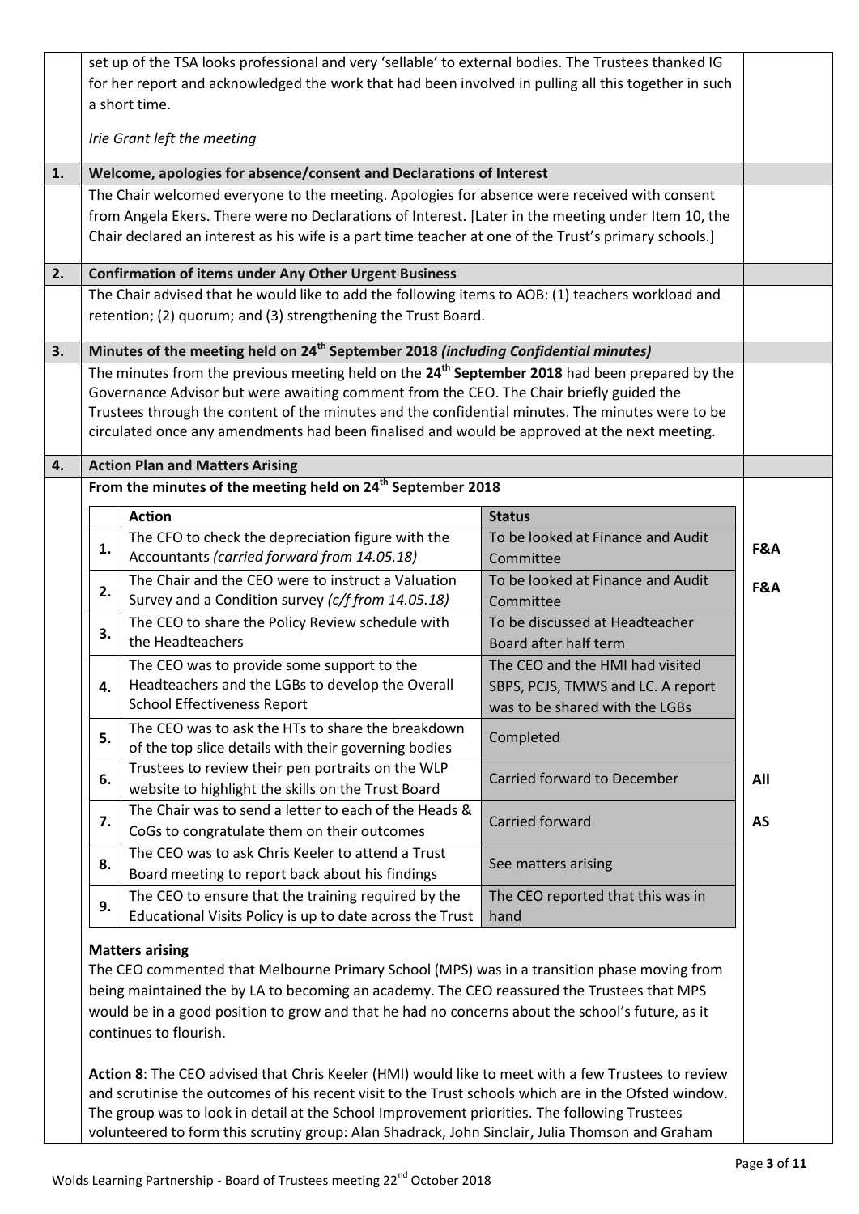set up of the TSA looks professional and very 'sellable' to external bodies. The Trustees thanked IG for her report and acknowledged the work that had been involved in pulling all this together in such a short time.

*Irie Grant left the meeting*

## 1. Welcome, apologies for absence/consent and Declarations of Interest

The Chair welcomed everyone to the meeting. Apologies for absence were received with consent from Angela Ekers. There were no Declarations of Interest. [Later in the meeting under Item 10, the Chair declared an interest as his wife is a part time teacher at one of the Trust's primary schools.]

## 2. Confirmation of items under Any Other Urgent Business

The Chair advised that he would like to add the following items to AOB: (1) teachers workload and retention; (2) quorum; and (3) strengthening the Trust Board.

## 3. Minutes of the meeting held on 24th September 2018 *(including Confidential minutes)*

The minutes from the previous meeting held on the **24th September 2018** had been prepared by the Governance Advisor but were awaiting comment from the CEO. The Chair briefly guided the Trustees through the content of the minutes and the confidential minutes. The minutes were to be circulated once any amendments had been finalised and would be approved at the next meeting.

## 4. Action Plan and Matters Arising

**From the minutes of the meeting held on 24th September 2018**

| | Action | Status | |
|---|---|---|---|
| 1. | The CFO to check the depreciation figure with the Accountants *(carried forward from 14.05.18)* | To be looked at Finance and Audit Committee | **F&A** |
| 2. | The Chair and the CEO were to instruct a Valuation Survey and a Condition survey *(c/f from 14.05.18)* | To be looked at Finance and Audit Committee | **F&A** |
| 3. | The CEO to share the Policy Review schedule with the Headteachers | To be discussed at Headteacher Board after half term | |
| 4. | The CEO was to provide some support to the Headteachers and the LGBs to develop the Overall School Effectiveness Report | The CEO and the HMI had visited SBPS, PCJS, TMWS and LC. A report was to be shared with the LGBs | |
| 5. | The CEO was to ask the HTs to share the breakdown of the top slice details with their governing bodies | Completed | |
| 6. | Trustees to review their pen portraits on the WLP website to highlight the skills on the Trust Board | Carried forward to December | **All** |
| 7. | The Chair was to send a letter to each of the Heads & CoGs to congratulate them on their outcomes | Carried forward | **AS** |
| 8. | The CEO was to ask Chris Keeler to attend a Trust Board meeting to report back about his findings | See matters arising | |
| 9. | The CEO to ensure that the training required by the Educational Visits Policy is up to date across the Trust | The CEO reported that this was in hand | |

**Matters arising**

The CEO commented that Melbourne Primary School (MPS) was in a transition phase moving from being maintained the by LA to becoming an academy. The CEO reassured the Trustees that MPS would be in a good position to grow and that he had no concerns about the school's future, as it continues to flourish.

**Action 8**: The CEO advised that Chris Keeler (HMI) would like to meet with a few Trustees to review and scrutinise the outcomes of his recent visit to the Trust schools which are in the Ofsted window. The group was to look in detail at the School Improvement priorities. The following Trustees volunteered to form this scrutiny group: Alan Shadrack, John Sinclair, Julia Thomson and Graham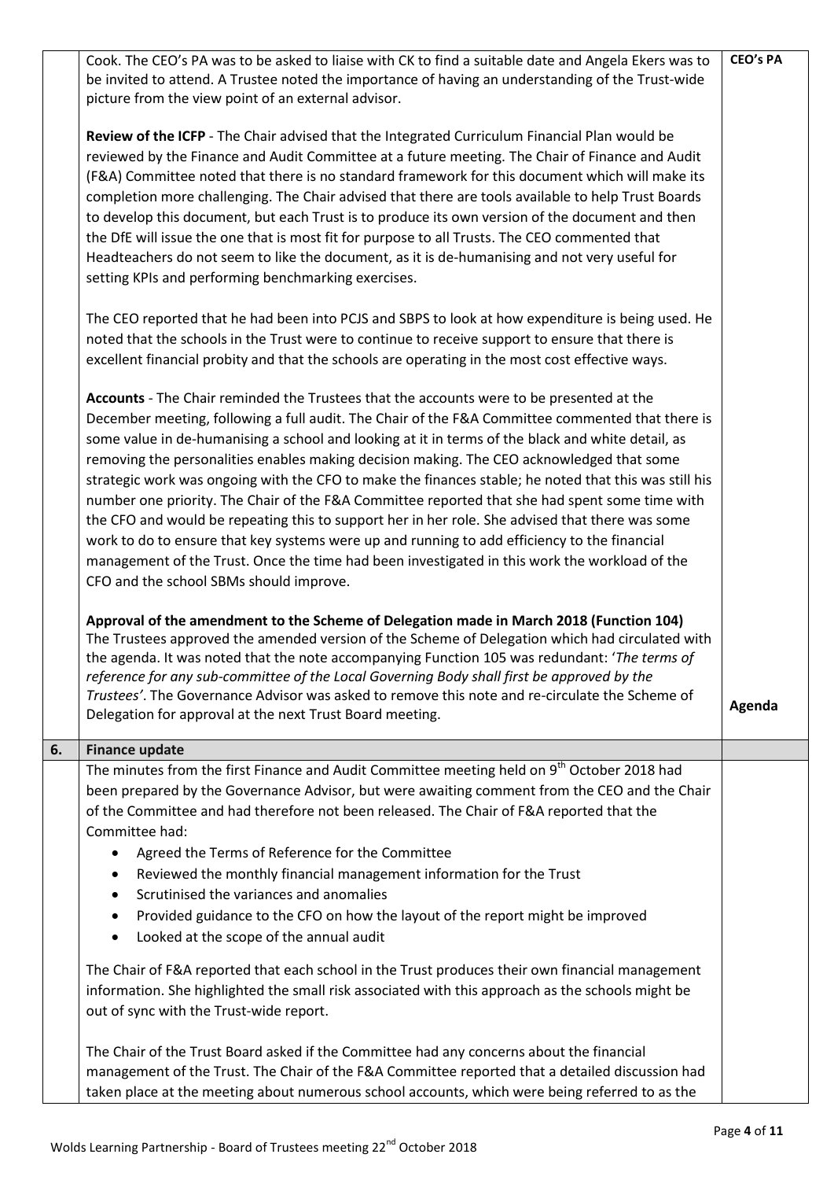| | | |
|---|---|---|
| | Cook. The CEO's PA was to be asked to liaise with CK to find a suitable date and Angela Ekers was to be invited to attend. A Trustee noted the importance of having an understanding of the Trust-wide picture from the view point of an external advisor.<br><br>**Review of the ICFP** - The Chair advised that the Integrated Curriculum Financial Plan would be reviewed by the Finance and Audit Committee at a future meeting. The Chair of Finance and Audit (F&A) Committee noted that there is no standard framework for this document which will make its completion more challenging. The Chair advised that there are tools available to help Trust Boards to develop this document, but each Trust is to produce its own version of the document and then the DfE will issue the one that is most fit for purpose to all Trusts. The CEO commented that Headteachers do not seem to like the document, as it is de-humanising and not very useful for setting KPIs and performing benchmarking exercises.<br><br>The CEO reported that he had been into PCJS and SBPS to look at how expenditure is being used. He noted that the schools in the Trust were to continue to receive support to ensure that there is excellent financial probity and that the schools are operating in the most cost effective ways.<br><br>**Accounts** - The Chair reminded the Trustees that the accounts were to be presented at the December meeting, following a full audit. The Chair of the F&A Committee commented that there is some value in de-humanising a school and looking at it in terms of the black and white detail, as removing the personalities enables making decision making. The CEO acknowledged that some strategic work was ongoing with the CFO to make the finances stable; he noted that this was still his number one priority. The Chair of the F&A Committee reported that she had spent some time with the CFO and would be repeating this to support her in her role. She advised that there was some work to do to ensure that key systems were up and running to add efficiency to the financial management of the Trust. Once the time had been investigated in this work the workload of the CFO and the school SBMs should improve.<br><br>**Approval of the amendment to the Scheme of Delegation made in March 2018 (Function 104)**<br>The Trustees approved the amended version of the Scheme of Delegation which had circulated with the agenda. It was noted that the note accompanying Function 105 was redundant: '*The terms of reference for any sub-committee of the Local Governing Body shall first be approved by the Trustees'*. The Governance Advisor was asked to remove this note and re-circulate the Scheme of Delegation for approval at the next Trust Board meeting. | **CEO's PA**<br><br><br><br><br><br><br><br><br><br><br><br><br><br><br><br><br><br><br><br><br><br><br><br><br><br><br><br><br><br><br>**Agenda** |
| **6.** | **Finance update** | |
| | The minutes from the first Finance and Audit Committee meeting held on 9th October 2018 had been prepared by the Governance Advisor, but were awaiting comment from the CEO and the Chair of the Committee and had therefore not been released. The Chair of F&A reported that the Committee had:<br>• Agreed the Terms of Reference for the Committee<br>• Reviewed the monthly financial management information for the Trust<br>• Scrutinised the variances and anomalies<br>• Provided guidance to the CFO on how the layout of the report might be improved<br>• Looked at the scope of the annual audit<br><br>The Chair of F&A reported that each school in the Trust produces their own financial management information. She highlighted the small risk associated with this approach as the schools might be out of sync with the Trust-wide report.<br><br>The Chair of the Trust Board asked if the Committee had any concerns about the financial management of the Trust. The Chair of the F&A Committee reported that a detailed discussion had taken place at the meeting about numerous school accounts, which were being referred to as the | |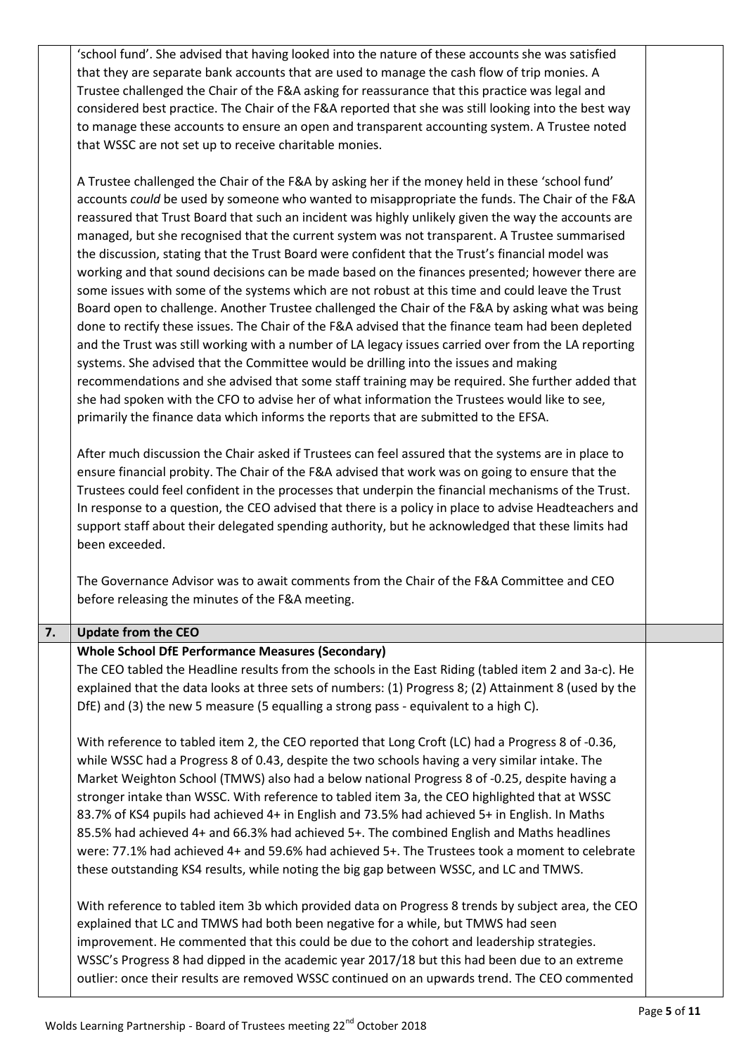'school fund'. She advised that having looked into the nature of these accounts she was satisfied that they are separate bank accounts that are used to manage the cash flow of trip monies. A Trustee challenged the Chair of the F&A asking for reassurance that this practice was legal and considered best practice. The Chair of the F&A reported that she was still looking into the best way to manage these accounts to ensure an open and transparent accounting system. A Trustee noted that WSSC are not set up to receive charitable monies.

A Trustee challenged the Chair of the F&A by asking her if the money held in these 'school fund' accounts *could* be used by someone who wanted to misappropriate the funds. The Chair of the F&A reassured that Trust Board that such an incident was highly unlikely given the way the accounts are managed, but she recognised that the current system was not transparent. A Trustee summarised the discussion, stating that the Trust Board were confident that the Trust's financial model was working and that sound decisions can be made based on the finances presented; however there are some issues with some of the systems which are not robust at this time and could leave the Trust Board open to challenge. Another Trustee challenged the Chair of the F&A by asking what was being done to rectify these issues. The Chair of the F&A advised that the finance team had been depleted and the Trust was still working with a number of LA legacy issues carried over from the LA reporting systems. She advised that the Committee would be drilling into the issues and making recommendations and she advised that some staff training may be required. She further added that she had spoken with the CFO to advise her of what information the Trustees would like to see, primarily the finance data which informs the reports that are submitted to the EFSA.

After much discussion the Chair asked if Trustees can feel assured that the systems are in place to ensure financial probity. The Chair of the F&A advised that work was on going to ensure that the Trustees could feel confident in the processes that underpin the financial mechanisms of the Trust. In response to a question, the CEO advised that there is a policy in place to advise Headteachers and support staff about their delegated spending authority, but he acknowledged that these limits had been exceeded.

The Governance Advisor was to await comments from the Chair of the F&A Committee and CEO before releasing the minutes of the F&A meeting.

## 7. Update from the CEO

**Whole School DfE Performance Measures (Secondary)**

The CEO tabled the Headline results from the schools in the East Riding (tabled item 2 and 3a-c). He explained that the data looks at three sets of numbers: (1) Progress 8; (2) Attainment 8 (used by the DfE) and (3) the new 5 measure (5 equalling a strong pass - equivalent to a high C).

With reference to tabled item 2, the CEO reported that Long Croft (LC) had a Progress 8 of -0.36, while WSSC had a Progress 8 of 0.43, despite the two schools having a very similar intake. The Market Weighton School (TMWS) also had a below national Progress 8 of -0.25, despite having a stronger intake than WSSC. With reference to tabled item 3a, the CEO highlighted that at WSSC 83.7% of KS4 pupils had achieved 4+ in English and 73.5% had achieved 5+ in English. In Maths 85.5% had achieved 4+ and 66.3% had achieved 5+. The combined English and Maths headlines were: 77.1% had achieved 4+ and 59.6% had achieved 5+. The Trustees took a moment to celebrate these outstanding KS4 results, while noting the big gap between WSSC, and LC and TMWS.

With reference to tabled item 3b which provided data on Progress 8 trends by subject area, the CEO explained that LC and TMWS had both been negative for a while, but TMWS had seen improvement. He commented that this could be due to the cohort and leadership strategies. WSSC's Progress 8 had dipped in the academic year 2017/18 but this had been due to an extreme outlier: once their results are removed WSSC continued on an upwards trend. The CEO commented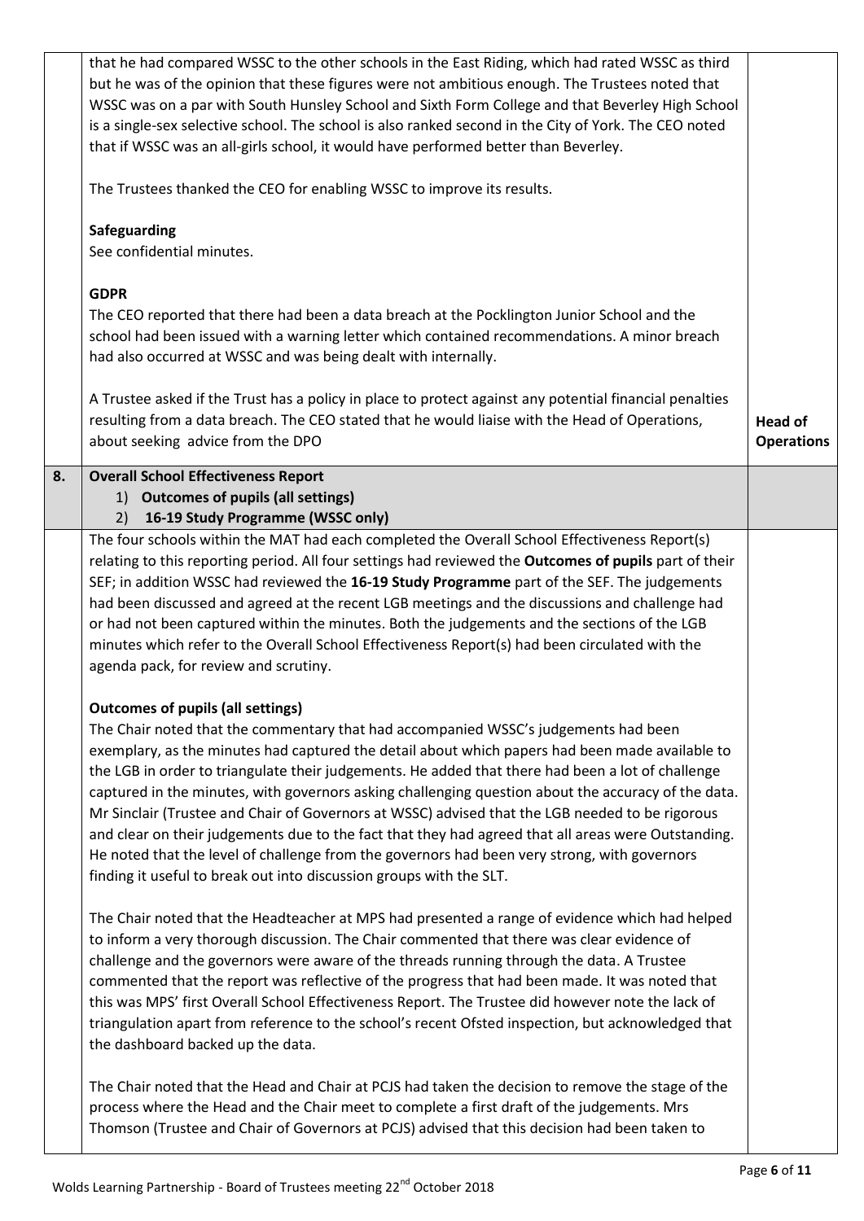| | | |
|---|---|---|
| | that he had compared WSSC to the other schools in the East Riding, which had rated WSSC as third but he was of the opinion that these figures were not ambitious enough. The Trustees noted that WSSC was on a par with South Hunsley School and Sixth Form College and that Beverley High School is a single-sex selective school. The school is also ranked second in the City of York. The CEO noted that if WSSC was an all-girls school, it would have performed better than Beverley.<br><br>The Trustees thanked the CEO for enabling WSSC to improve its results.<br><br>**Safeguarding**<br>See confidential minutes.<br><br>**GDPR**<br>The CEO reported that there had been a data breach at the Pocklington Junior School and the school had been issued with a warning letter which contained recommendations. A minor breach had also occurred at WSSC and was being dealt with internally.<br><br>A Trustee asked if the Trust has a policy in place to protect against any potential financial penalties resulting from a data breach. The CEO stated that he would liaise with the Head of Operations, about seeking advice from the DPO | **Head of Operations** |
| **8.** | **Overall School Effectiveness Report**<br>1) **Outcomes of pupils (all settings)**<br>2) **16-19 Study Programme (WSSC only)** | |
| | The four schools within the MAT had each completed the Overall School Effectiveness Report(s) relating to this reporting period. All four settings had reviewed the **Outcomes of pupils** part of their SEF; in addition WSSC had reviewed the **16-19 Study Programme** part of the SEF. The judgements had been discussed and agreed at the recent LGB meetings and the discussions and challenge had or had not been captured within the minutes. Both the judgements and the sections of the LGB minutes which refer to the Overall School Effectiveness Report(s) had been circulated with the agenda pack, for review and scrutiny.<br><br>**Outcomes of pupils (all settings)**<br>The Chair noted that the commentary that had accompanied WSSC's judgements had been exemplary, as the minutes had captured the detail about which papers had been made available to the LGB in order to triangulate their judgements. He added that there had been a lot of challenge captured in the minutes, with governors asking challenging question about the accuracy of the data. Mr Sinclair (Trustee and Chair of Governors at WSSC) advised that the LGB needed to be rigorous and clear on their judgements due to the fact that they had agreed that all areas were Outstanding. He noted that the level of challenge from the governors had been very strong, with governors finding it useful to break out into discussion groups with the SLT.<br><br>The Chair noted that the Headteacher at MPS had presented a range of evidence which had helped to inform a very thorough discussion. The Chair commented that there was clear evidence of challenge and the governors were aware of the threads running through the data. A Trustee commented that the report was reflective of the progress that had been made. It was noted that this was MPS' first Overall School Effectiveness Report. The Trustee did however note the lack of triangulation apart from reference to the school's recent Ofsted inspection, but acknowledged that the dashboard backed up the data.<br><br>The Chair noted that the Head and Chair at PCJS had taken the decision to remove the stage of the process where the Head and the Chair meet to complete a first draft of the judgements. Mrs Thomson (Trustee and Chair of Governors at PCJS) advised that this decision had been taken to | |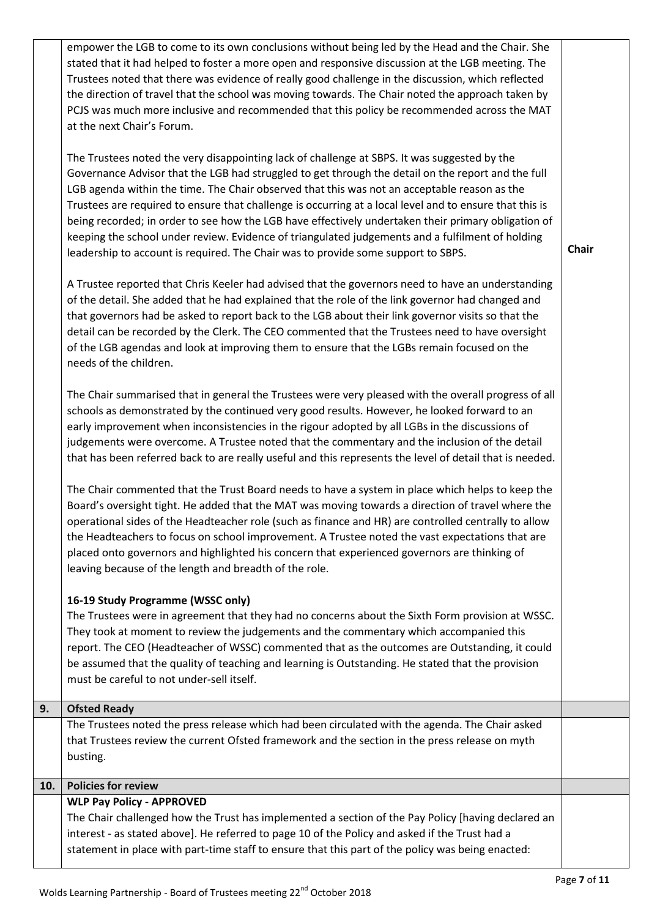| | | |
|---|---|---|
| | empower the LGB to come to its own conclusions without being led by the Head and the Chair. She stated that it had helped to foster a more open and responsive discussion at the LGB meeting. The Trustees noted that there was evidence of really good challenge in the discussion, which reflected the direction of travel that the school was moving towards. The Chair noted the approach taken by PCJS was much more inclusive and recommended that this policy be recommended across the MAT at the next Chair's Forum.<br><br>The Trustees noted the very disappointing lack of challenge at SBPS. It was suggested by the Governance Advisor that the LGB had struggled to get through the detail on the report and the full LGB agenda within the time. The Chair observed that this was not an acceptable reason as the Trustees are required to ensure that challenge is occurring at a local level and to ensure that this is being recorded; in order to see how the LGB have effectively undertaken their primary obligation of keeping the school under review. Evidence of triangulated judgements and a fulfilment of holding leadership to account is required. The Chair was to provide some support to SBPS.<br><br>A Trustee reported that Chris Keeler had advised that the governors need to have an understanding of the detail. She added that he had explained that the role of the link governor had changed and that governors had be asked to report back to the LGB about their link governor visits so that the detail can be recorded by the Clerk. The CEO commented that the Trustees need to have oversight of the LGB agendas and look at improving them to ensure that the LGBs remain focused on the needs of the children.<br><br>The Chair summarised that in general the Trustees were very pleased with the overall progress of all schools as demonstrated by the continued very good results. However, he looked forward to an early improvement when inconsistencies in the rigour adopted by all LGBs in the discussions of judgements were overcome. A Trustee noted that the commentary and the inclusion of the detail that has been referred back to are really useful and this represents the level of detail that is needed.<br><br>The Chair commented that the Trust Board needs to have a system in place which helps to keep the Board's oversight tight. He added that the MAT was moving towards a direction of travel where the operational sides of the Headteacher role (such as finance and HR) are controlled centrally to allow the Headteachers to focus on school improvement. A Trustee noted the vast expectations that are placed onto governors and highlighted his concern that experienced governors are thinking of leaving because of the length and breadth of the role.<br><br>**16-19 Study Programme (WSSC only)**<br>The Trustees were in agreement that they had no concerns about the Sixth Form provision at WSSC. They took at moment to review the judgements and the commentary which accompanied this report. The CEO (Headteacher of WSSC) commented that as the outcomes are Outstanding, it could be assumed that the quality of teaching and learning is Outstanding. He stated that the provision must be careful to not under-sell itself. | **Chair** |
| **9.** | **Ofsted Ready** | |
| | The Trustees noted the press release which had been circulated with the agenda. The Chair asked that Trustees review the current Ofsted framework and the section in the press release on myth busting. | |
| **10.** | **Policies for review** | |
| | **WLP Pay Policy - APPROVED**<br>The Chair challenged how the Trust has implemented a section of the Pay Policy [having declared an interest - as stated above]. He referred to page 10 of the Policy and asked if the Trust had a statement in place with part-time staff to ensure that this part of the policy was being enacted: | |

Wolds Learning Partnership - Board of Trustees meeting 22nd October 2018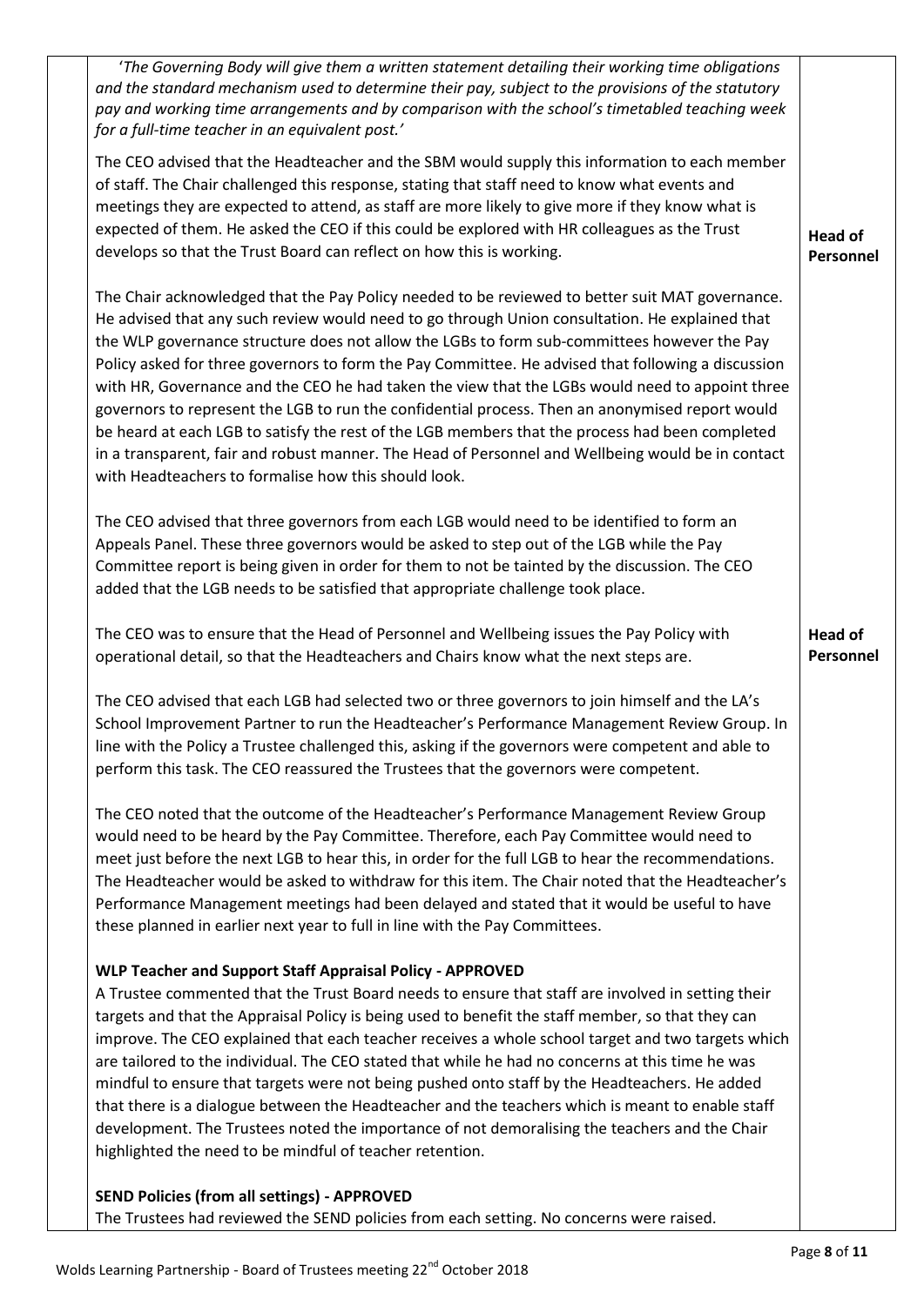*'The Governing Body will give them a written statement detailing their working time obligations and the standard mechanism used to determine their pay, subject to the provisions of the statutory pay and working time arrangements and by comparison with the school's timetabled teaching week for a full-time teacher in an equivalent post.'*

The CEO advised that the Headteacher and the SBM would supply this information to each member of staff. The Chair challenged this response, stating that staff need to know what events and meetings they are expected to attend, as staff are more likely to give more if they know what is expected of them. He asked the CEO if this could be explored with HR colleagues as the Trust develops so that the Trust Board can reflect on how this is working. **Head of Personnel**

The Chair acknowledged that the Pay Policy needed to be reviewed to better suit MAT governance. He advised that any such review would need to go through Union consultation. He explained that the WLP governance structure does not allow the LGBs to form sub-committees however the Pay Policy asked for three governors to form the Pay Committee. He advised that following a discussion with HR, Governance and the CEO he had taken the view that the LGBs would need to appoint three governors to represent the LGB to run the confidential process. Then an anonymised report would be heard at each LGB to satisfy the rest of the LGB members that the process had been completed in a transparent, fair and robust manner. The Head of Personnel and Wellbeing would be in contact with Headteachers to formalise how this should look.

The CEO advised that three governors from each LGB would need to be identified to form an Appeals Panel. These three governors would be asked to step out of the LGB while the Pay Committee report is being given in order for them to not be tainted by the discussion. The CEO added that the LGB needs to be satisfied that appropriate challenge took place.

The CEO was to ensure that the Head of Personnel and Wellbeing issues the Pay Policy with operational detail, so that the Headteachers and Chairs know what the next steps are. **Head of Personnel**

The CEO advised that each LGB had selected two or three governors to join himself and the LA's School Improvement Partner to run the Headteacher's Performance Management Review Group. In line with the Policy a Trustee challenged this, asking if the governors were competent and able to perform this task. The CEO reassured the Trustees that the governors were competent.

The CEO noted that the outcome of the Headteacher's Performance Management Review Group would need to be heard by the Pay Committee. Therefore, each Pay Committee would need to meet just before the next LGB to hear this, in order for the full LGB to hear the recommendations. The Headteacher would be asked to withdraw for this item. The Chair noted that the Headteacher's Performance Management meetings had been delayed and stated that it would be useful to have these planned in earlier next year to full in line with the Pay Committees.

**WLP Teacher and Support Staff Appraisal Policy - APPROVED**

A Trustee commented that the Trust Board needs to ensure that staff are involved in setting their targets and that the Appraisal Policy is being used to benefit the staff member, so that they can improve. The CEO explained that each teacher receives a whole school target and two targets which are tailored to the individual. The CEO stated that while he had no concerns at this time he was mindful to ensure that targets were not being pushed onto staff by the Headteachers. He added that there is a dialogue between the Headteacher and the teachers which is meant to enable staff development. The Trustees noted the importance of not demoralising the teachers and the Chair highlighted the need to be mindful of teacher retention.

**SEND Policies (from all settings) - APPROVED**

The Trustees had reviewed the SEND policies from each setting. No concerns were raised.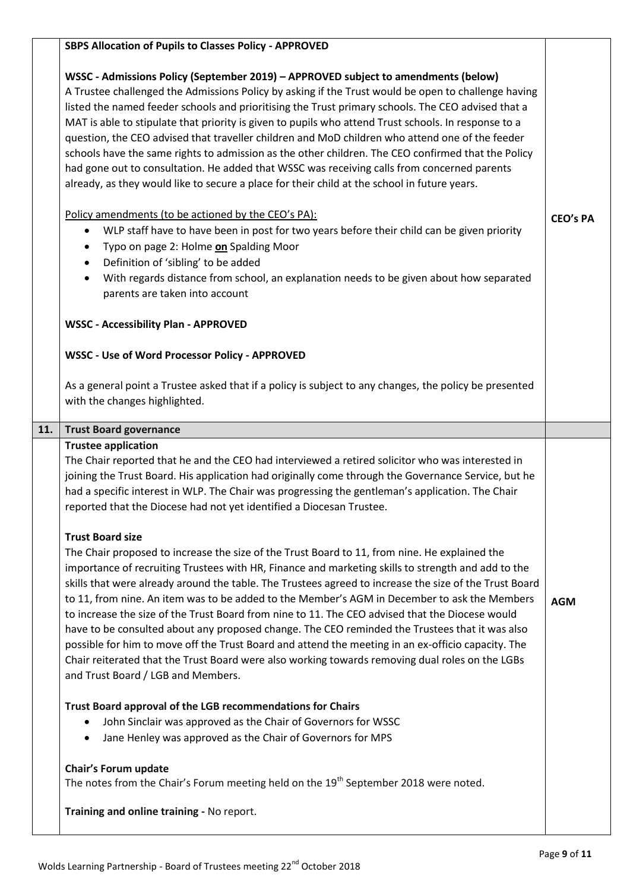| | | |
|---|---|---|
| | **SBPS Allocation of Pupils to Classes Policy - APPROVED**<br><br>**WSSC - Admissions Policy (September 2019) – APPROVED subject to amendments (below)**<br>A Trustee challenged the Admissions Policy by asking if the Trust would be open to challenge having listed the named feeder schools and prioritising the Trust primary schools. The CEO advised that a MAT is able to stipulate that priority is given to pupils who attend Trust schools. In response to a question, the CEO advised that traveller children and MoD children who attend one of the feeder schools have the same rights to admission as the other children. The CEO confirmed that the Policy had gone out to consultation. He added that WSSC was receiving calls from concerned parents already, as they would like to secure a place for their child at the school in future years.<br><br><u>Policy amendments (to be actioned by the CEO's PA):</u><br>• WLP staff have to have been in post for two years before their child can be given priority<br>• Typo on page 2: Holme **<u>on</u>** Spalding Moor<br>• Definition of 'sibling' to be added<br>• With regards distance from school, an explanation needs to be given about how separated parents are taken into account<br><br>**WSSC - Accessibility Plan - APPROVED**<br><br>**WSSC - Use of Word Processor Policy - APPROVED**<br><br>As a general point a Trustee asked that if a policy is subject to any changes, the policy be presented with the changes highlighted. | **CEO's PA** |
| **11.** | **Trust Board governance** | |
| | **Trustee application**<br>The Chair reported that he and the CEO had interviewed a retired solicitor who was interested in joining the Trust Board. His application had originally come through the Governance Service, but he had a specific interest in WLP. The Chair was progressing the gentleman's application. The Chair reported that the Diocese had not yet identified a Diocesan Trustee.<br><br>**Trust Board size**<br>The Chair proposed to increase the size of the Trust Board to 11, from nine. He explained the importance of recruiting Trustees with HR, Finance and marketing skills to strength and add to the skills that were already around the table. The Trustees agreed to increase the size of the Trust Board to 11, from nine. An item was to be added to the Member's AGM in December to ask the Members to increase the size of the Trust Board from nine to 11. The CEO advised that the Diocese would have to be consulted about any proposed change. The CEO reminded the Trustees that it was also possible for him to move off the Trust Board and attend the meeting in an ex-officio capacity. The Chair reiterated that the Trust Board were also working towards removing dual roles on the LGBs and Trust Board / LGB and Members.<br><br>**Trust Board approval of the LGB recommendations for Chairs**<br>• John Sinclair was approved as the Chair of Governors for WSSC<br>• Jane Henley was approved as the Chair of Governors for MPS<br><br>**Chair's Forum update**<br>The notes from the Chair's Forum meeting held on the 19th September 2018 were noted.<br><br>**Training and online training -** No report. | **AGM** |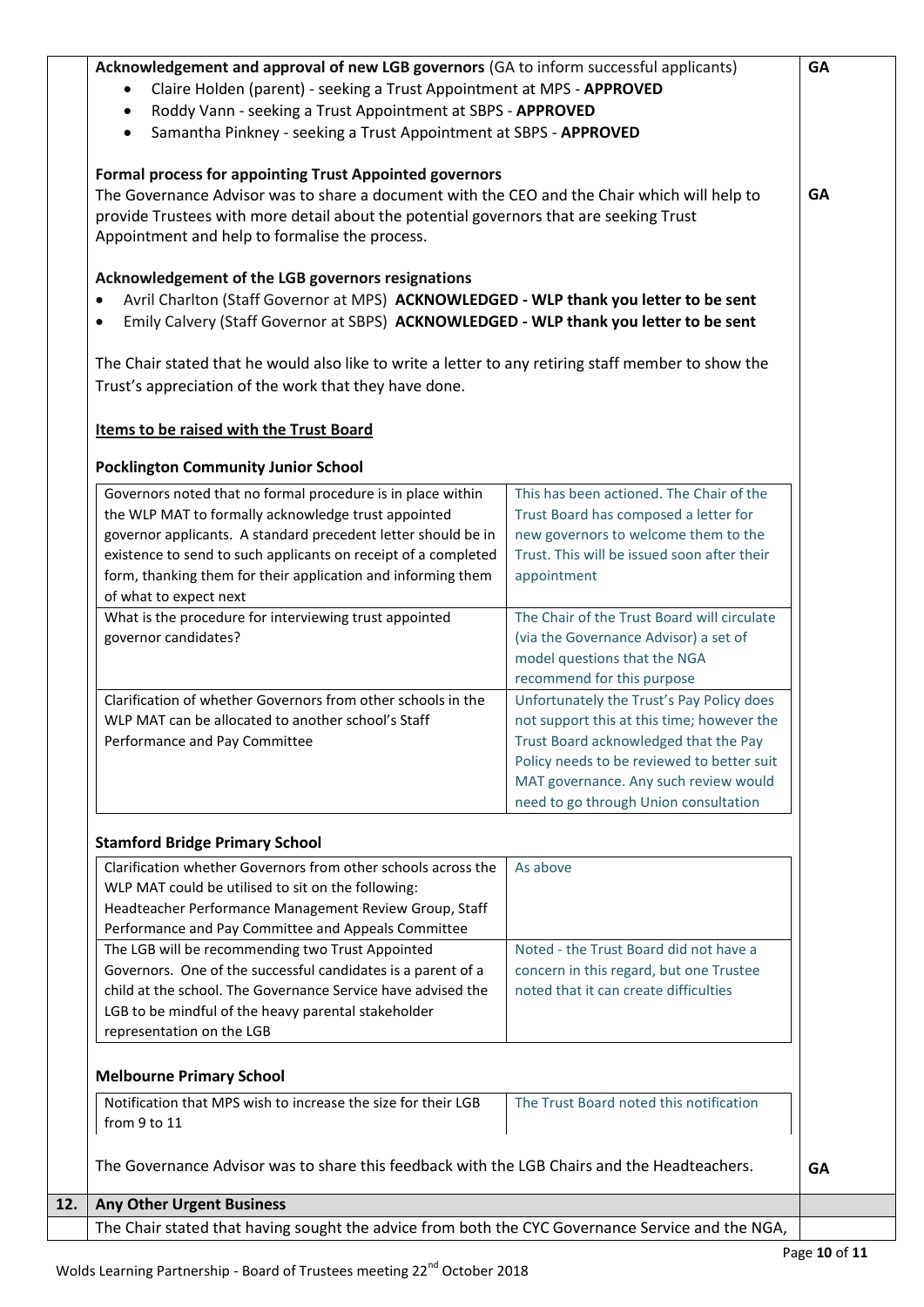**Acknowledgement and approval of new LGB governors** (GA to inform successful applicants) — **GA**

- Claire Holden (parent) - seeking a Trust Appointment at MPS - **APPROVED**
- Roddy Vann - seeking a Trust Appointment at SBPS - **APPROVED**
- Samantha Pinkney - seeking a Trust Appointment at SBPS - **APPROVED**

**Formal process for appointing Trust Appointed governors**

The Governance Advisor was to share a document with the CEO and the Chair which will help to provide Trustees with more detail about the potential governors that are seeking Trust Appointment and help to formalise the process. — **GA**

**Acknowledgement of the LGB governors resignations**

- Avril Charlton (Staff Governor at MPS) **ACKNOWLEDGED - WLP thank you letter to be sent**
- Emily Calvery (Staff Governor at SBPS) **ACKNOWLEDGED - WLP thank you letter to be sent**

The Chair stated that he would also like to write a letter to any retiring staff member to show the Trust's appreciation of the work that they have done.

**<u>Items to be raised with the Trust Board</u>**

**Pocklington Community Junior School**

| | |
|---|---|
| Governors noted that no formal procedure is in place within the WLP MAT to formally acknowledge trust appointed governor applicants. A standard precedent letter should be in existence to send to such applicants on receipt of a completed form, thanking them for their application and informing them of what to expect next | This has been actioned. The Chair of the Trust Board has composed a letter for new governors to welcome them to the Trust. This will be issued soon after their appointment |
| What is the procedure for interviewing trust appointed governor candidates? | The Chair of the Trust Board will circulate (via the Governance Advisor) a set of model questions that the NGA recommend for this purpose |
| Clarification of whether Governors from other schools in the WLP MAT can be allocated to another school's Staff Performance and Pay Committee | Unfortunately the Trust's Pay Policy does not support this at this time; however the Trust Board acknowledged that the Pay Policy needs to be reviewed to better suit MAT governance. Any such review would need to go through Union consultation |

**Stamford Bridge Primary School**

| | |
|---|---|
| Clarification whether Governors from other schools across the WLP MAT could be utilised to sit on the following: Headteacher Performance Management Review Group, Staff Performance and Pay Committee and Appeals Committee | As above |
| The LGB will be recommending two Trust Appointed Governors. One of the successful candidates is a parent of a child at the school. The Governance Service have advised the LGB to be mindful of the heavy parental stakeholder representation on the LGB | Noted - the Trust Board did not have a concern in this regard, but one Trustee noted that it can create difficulties |

**Melbourne Primary School**

| | |
|---|---|
| Notification that MPS wish to increase the size for their LGB from 9 to 11 | The Trust Board noted this notification |

The Governance Advisor was to share this feedback with the LGB Chairs and the Headteachers. — **GA**

**12. Any Other Urgent Business**

The Chair stated that having sought the advice from both the CYC Governance Service and the NGA,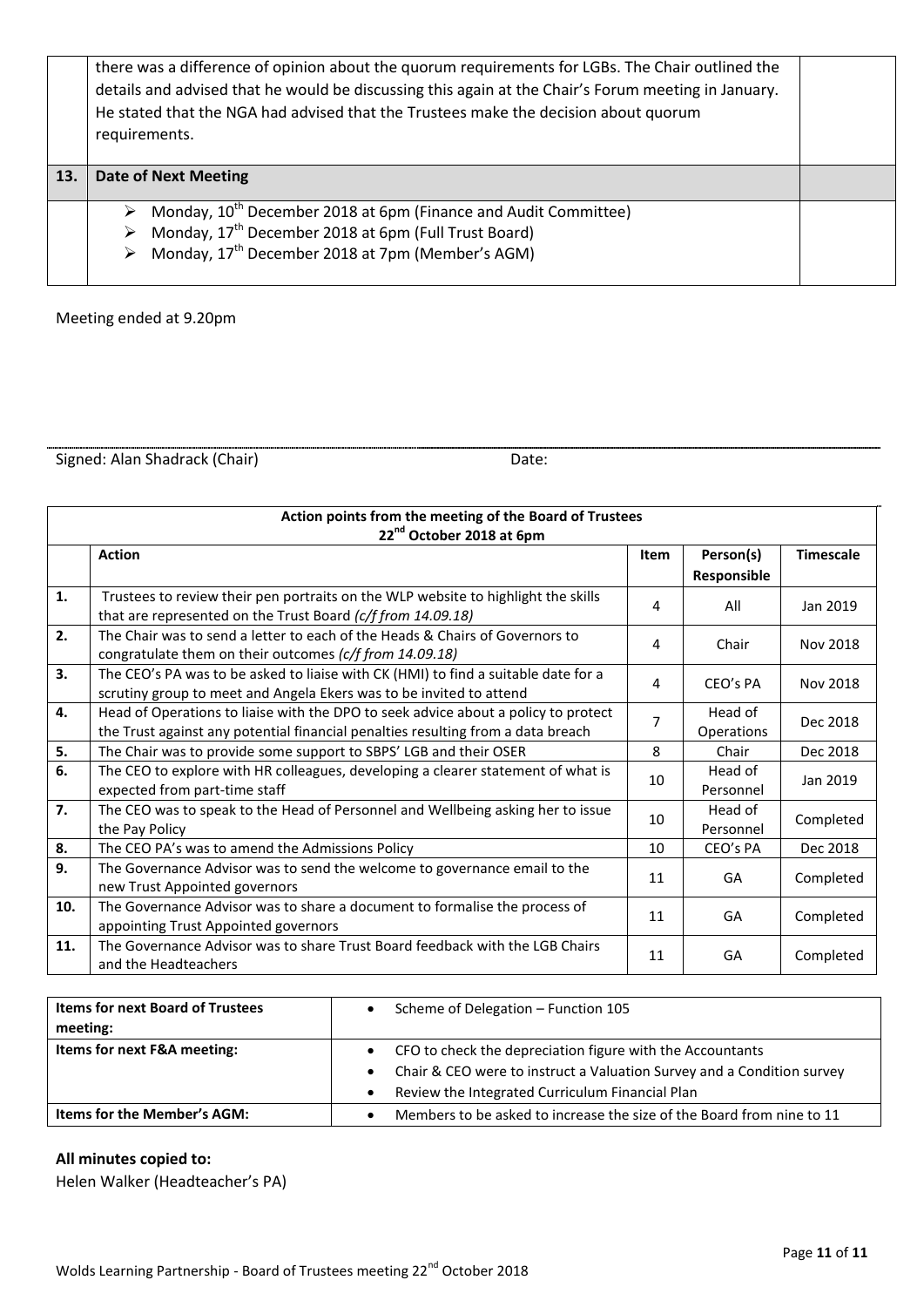| | | |
|---|---|---|
| | there was a difference of opinion about the quorum requirements for LGBs. The Chair outlined the details and advised that he would be discussing this again at the Chair's Forum meeting in January. He stated that the NGA had advised that the Trustees make the decision about quorum requirements. | |
| **13.** | **Date of Next Meeting** | |
| | ➢ Monday, 10th December 2018 at 6pm (Finance and Audit Committee)<br>➢ Monday, 17th December 2018 at 6pm (Full Trust Board)<br>➢ Monday, 17th December 2018 at 7pm (Member's AGM) | |

Meeting ended at 9.20pm

Signed: Alan Shadrack (Chair) Date:

| **Action points from the meeting of the Board of Trustees 22nd October 2018 at 6pm** | | | | |
|---|---|---|---|---|
| | **Action** | **Item** | **Person(s) Responsible** | **Timescale** |
| **1.** | Trustees to review their pen portraits on the WLP website to highlight the skills that are represented on the Trust Board *(c/f from 14.09.18)* | 4 | All | Jan 2019 |
| **2.** | The Chair was to send a letter to each of the Heads & Chairs of Governors to congratulate them on their outcomes *(c/f from 14.09.18)* | 4 | Chair | Nov 2018 |
| **3.** | The CEO's PA was to be asked to liaise with CK (HMI) to find a suitable date for a scrutiny group to meet and Angela Ekers was to be invited to attend | 4 | CEO's PA | Nov 2018 |
| **4.** | Head of Operations to liaise with the DPO to seek advice about a policy to protect the Trust against any potential financial penalties resulting from a data breach | 7 | Head of Operations | Dec 2018 |
| **5.** | The Chair was to provide some support to SBPS' LGB and their OSER | 8 | Chair | Dec 2018 |
| **6.** | The CEO to explore with HR colleagues, developing a clearer statement of what is expected from part-time staff | 10 | Head of Personnel | Jan 2019 |
| **7.** | The CEO was to speak to the Head of Personnel and Wellbeing asking her to issue the Pay Policy | 10 | Head of Personnel | Completed |
| **8.** | The CEO PA's was to amend the Admissions Policy | 10 | CEO's PA | Dec 2018 |
| **9.** | The Governance Advisor was to send the welcome to governance email to the new Trust Appointed governors | 11 | GA | Completed |
| **10.** | The Governance Advisor was to share a document to formalise the process of appointing Trust Appointed governors | 11 | GA | Completed |
| **11.** | The Governance Advisor was to share Trust Board feedback with the LGB Chairs and the Headteachers | 11 | GA | Completed |

| | |
|---|---|
| **Items for next Board of Trustees meeting:** | • Scheme of Delegation – Function 105 |
| **Items for next F&A meeting:** | • CFO to check the depreciation figure with the Accountants<br>• Chair & CEO were to instruct a Valuation Survey and a Condition survey<br>• Review the Integrated Curriculum Financial Plan |
| **Items for the Member's AGM:** | • Members to be asked to increase the size of the Board from nine to 11 |

**All minutes copied to:**

Helen Walker (Headteacher's PA)